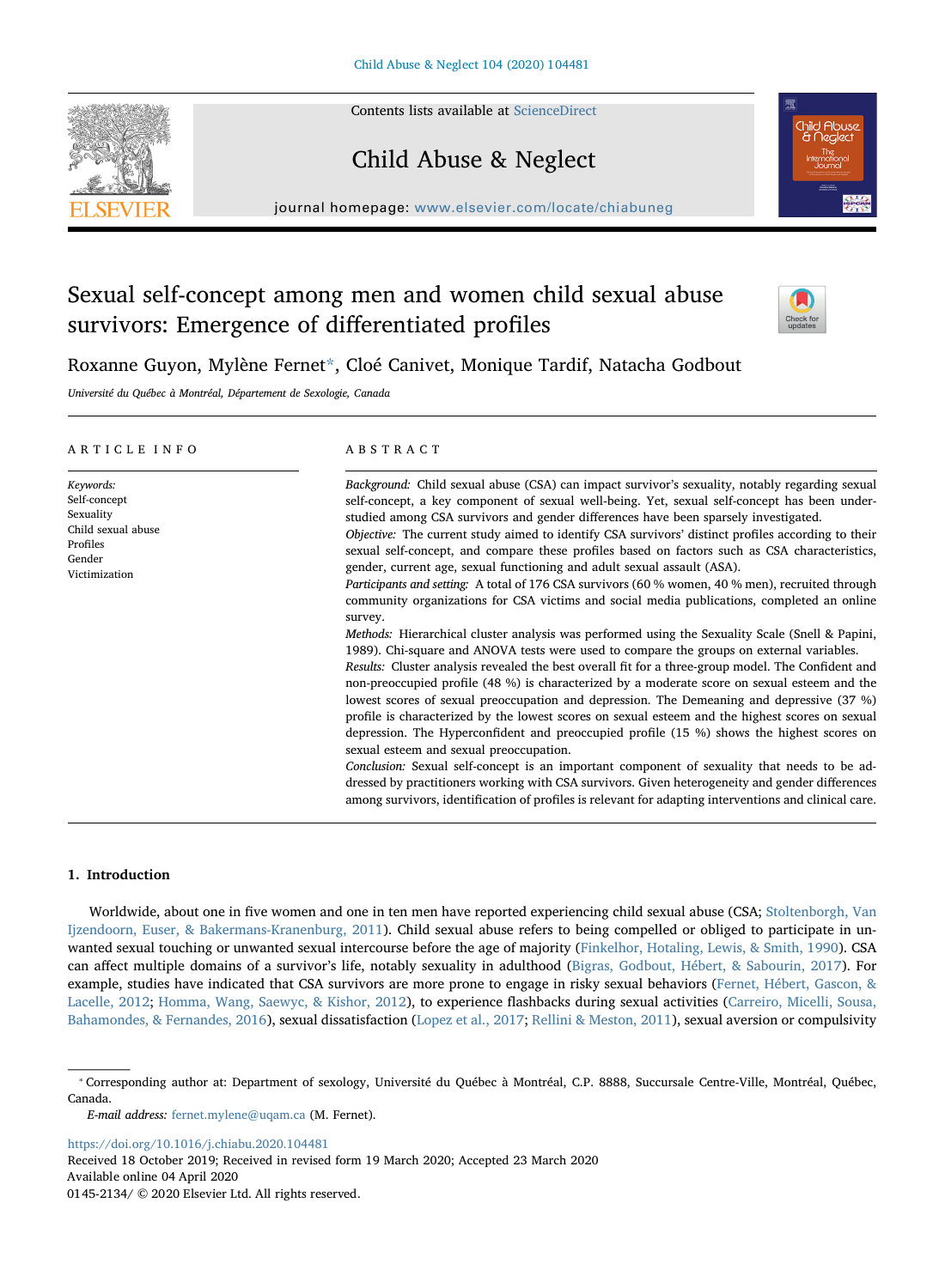# Sexual self-concept among men and women child sexual abuse survivors: Emergence of differentiated profiles

Roxanne Guyon, Mylène Fernet*, Cloé Canivet, Monique Tardif, Natacha Godbout

*Université du Québec à Montréal, Département de Sexologie, Canada*

## ARTICLE INFO

*Keywords:*
Self-concept
Sexuality
Child sexual abuse
Profiles
Gender
Victimization

## ABSTRACT

*Background:* Child sexual abuse (CSA) can impact survivor's sexuality, notably regarding sexual self-concept, a key component of sexual well-being. Yet, sexual self-concept has been understudied among CSA survivors and gender differences have been sparsely investigated.

*Objective:* The current study aimed to identify CSA survivors' distinct profiles according to their sexual self-concept, and compare these profiles based on factors such as CSA characteristics, gender, current age, sexual functioning and adult sexual assault (ASA).

*Participants and setting:* A total of 176 CSA survivors (60 % women, 40 % men), recruited through community organizations for CSA victims and social media publications, completed an online survey.

*Methods:* Hierarchical cluster analysis was performed using the Sexuality Scale (Snell & Papini, 1989). Chi-square and ANOVA tests were used to compare the groups on external variables.

*Results:* Cluster analysis revealed the best overall fit for a three-group model. The Confident and non-preoccupied profile (48 %) is characterized by a moderate score on sexual esteem and the lowest scores of sexual preoccupation and depression. The Demeaning and depressive (37 %) profile is characterized by the lowest scores on sexual esteem and the highest scores on sexual depression. The Hyperconfident and preoccupied profile (15 %) shows the highest scores on sexual esteem and sexual preoccupation.

*Conclusion:* Sexual self-concept is an important component of sexuality that needs to be addressed by practitioners working with CSA survivors. Given heterogeneity and gender differences among survivors, identification of profiles is relevant for adapting interventions and clinical care.

## 1. Introduction

Worldwide, about one in five women and one in ten men have reported experiencing child sexual abuse (CSA; Stoltenborgh, Van Ijzendoorn, Euser, & Bakermans-Kranenburg, 2011). Child sexual abuse refers to being compelled or obliged to participate in unwanted sexual touching or unwanted sexual intercourse before the age of majority (Finkelhor, Hotaling, Lewis, & Smith, 1990). CSA can affect multiple domains of a survivor's life, notably sexuality in adulthood (Bigras, Godbout, Hébert, & Sabourin, 2017). For example, studies have indicated that CSA survivors are more prone to engage in risky sexual behaviors (Fernet, Hébert, Gascon, & Lacelle, 2012; Homma, Wang, Saewyc, & Kishor, 2012), to experience flashbacks during sexual activities (Carreiro, Micelli, Sousa, Bahamondes, & Fernandes, 2016), sexual dissatisfaction (Lopez et al., 2017; Rellini & Meston, 2011), sexual aversion or compulsivity

---

* Corresponding author at: Department of sexology, Université du Québec à Montréal, C.P. 8888, Succursale Centre-Ville, Montréal, Québec, Canada.

*E-mail address:* fernet.mylene@uqam.ca (M. Fernet).

https://doi.org/10.1016/j.chiabu.2020.104481
Received 18 October 2019; Received in revised form 19 March 2020; Accepted 23 March 2020
Available online 04 April 2020
0145-2134/ © 2020 Elsevier Ltd. All rights reserved.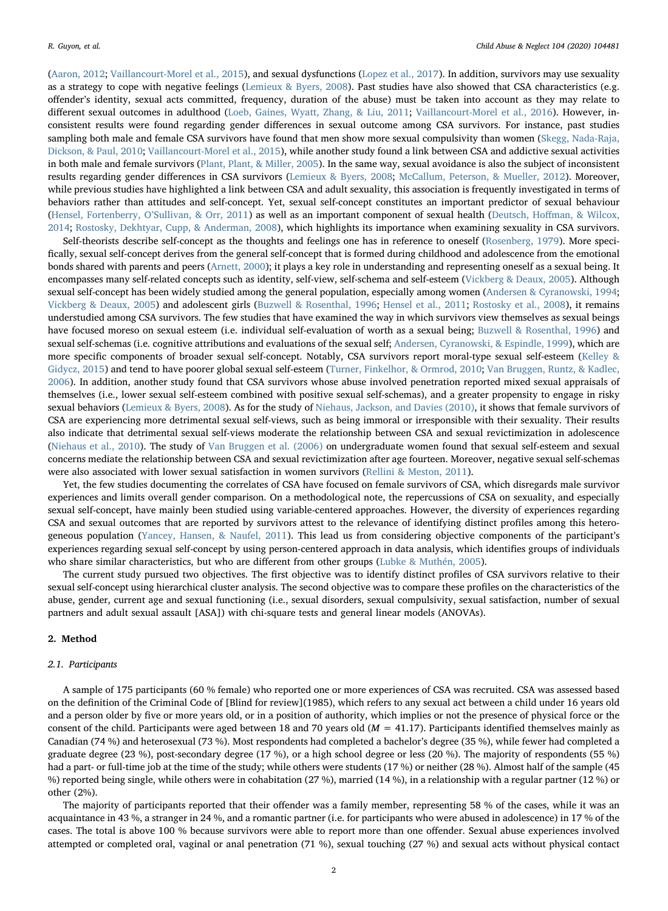(Aaron, 2012; Vaillancourt-Morel et al., 2015), and sexual dysfunctions (Lopez et al., 2017). In addition, survivors may use sexuality as a strategy to cope with negative feelings (Lemieux & Byers, 2008). Past studies have also showed that CSA characteristics (e.g. offender's identity, sexual acts committed, frequency, duration of the abuse) must be taken into account as they may relate to different sexual outcomes in adulthood (Loeb, Gaines, Wyatt, Zhang, & Liu, 2011; Vaillancourt-Morel et al., 2016). However, inconsistent results were found regarding gender differences in sexual outcome among CSA survivors. For instance, past studies sampling both male and female CSA survivors have found that men show more sexual compulsivity than women (Skegg, Nada-Raja, Dickson, & Paul, 2010; Vaillancourt-Morel et al., 2015), while another study found a link between CSA and addictive sexual activities in both male and female survivors (Plant, Plant, & Miller, 2005). In the same way, sexual avoidance is also the subject of inconsistent results regarding gender differences in CSA survivors (Lemieux & Byers, 2008; McCallum, Peterson, & Mueller, 2012). Moreover, while previous studies have highlighted a link between CSA and adult sexuality, this association is frequently investigated in terms of behaviors rather than attitudes and self-concept. Yet, sexual self-concept constitutes an important predictor of sexual behaviour (Hensel, Fortenberry, O'Sullivan, & Orr, 2011) as well as an important component of sexual health (Deutsch, Hoffman, & Wilcox, 2014; Rostosky, Dekhtyar, Cupp, & Anderman, 2008), which highlights its importance when examining sexuality in CSA survivors.

Self-theorists describe self-concept as the thoughts and feelings one has in reference to oneself (Rosenberg, 1979). More specifically, sexual self-concept derives from the general self-concept that is formed during childhood and adolescence from the emotional bonds shared with parents and peers (Arnett, 2000); it plays a key role in understanding and representing oneself as a sexual being. It encompasses many self-related concepts such as identity, self-view, self-schema and self-esteem (Vickberg & Deaux, 2005). Although sexual self-concept has been widely studied among the general population, especially among women (Andersen & Cyranowski, 1994; Vickberg & Deaux, 2005) and adolescent girls (Buzwell & Rosenthal, 1996; Hensel et al., 2011; Rostosky et al., 2008), it remains understudied among CSA survivors. The few studies that have examined the way in which survivors view themselves as sexual beings have focused moreso on sexual esteem (i.e. individual self-evaluation of worth as a sexual being; Buzwell & Rosenthal, 1996) and sexual self-schemas (i.e. cognitive attributions and evaluations of the sexual self; Andersen, Cyranowski, & Espindle, 1999), which are more specific components of broader sexual self-concept. Notably, CSA survivors report moral-type sexual self-esteem (Kelley & Gidycz, 2015) and tend to have poorer global sexual self-esteem (Turner, Finkelhor, & Ormrod, 2010; Van Bruggen, Runtz, & Kadlec, 2006). In addition, another study found that CSA survivors whose abuse involved penetration reported mixed sexual appraisals of themselves (i.e., lower sexual self-esteem combined with positive sexual self-schemas), and a greater propensity to engage in risky sexual behaviors (Lemieux & Byers, 2008). As for the study of Niehaus, Jackson, and Davies (2010), it shows that female survivors of CSA are experiencing more detrimental sexual self-views, such as being immoral or irresponsible with their sexuality. Their results also indicate that detrimental sexual self-views moderate the relationship between CSA and sexual revictimization in adolescence (Niehaus et al., 2010). The study of Van Bruggen et al. (2006) on undergraduate women found that sexual self-esteem and sexual concerns mediate the relationship between CSA and sexual revictimization after age fourteen. Moreover, negative sexual self-schemas were also associated with lower sexual satisfaction in women survivors (Rellini & Meston, 2011).

Yet, the few studies documenting the correlates of CSA have focused on female survivors of CSA, which disregards male survivor experiences and limits overall gender comparison. On a methodological note, the repercussions of CSA on sexuality, and especially sexual self-concept, have mainly been studied using variable-centered approaches. However, the diversity of experiences regarding CSA and sexual outcomes that are reported by survivors attest to the relevance of identifying distinct profiles among this heterogeneous population (Yancey, Hansen, & Naufel, 2011). This lead us from considering objective components of the participant's experiences regarding sexual self-concept by using person-centered approach in data analysis, which identifies groups of individuals who share similar characteristics, but who are different from other groups (Lubke & Muthén, 2005).

The current study pursued two objectives. The first objective was to identify distinct profiles of CSA survivors relative to their sexual self-concept using hierarchical cluster analysis. The second objective was to compare these profiles on the characteristics of the abuse, gender, current age and sexual functioning (i.e., sexual disorders, sexual compulsivity, sexual satisfaction, number of sexual partners and adult sexual assault [ASA]) with chi-square tests and general linear models (ANOVAs).

## 2. Method

### 2.1. Participants

A sample of 175 participants (60 % female) who reported one or more experiences of CSA was recruited. CSA was assessed based on the definition of the Criminal Code of [Blind for review](1985), which refers to any sexual act between a child under 16 years old and a person older by five or more years old, or in a position of authority, which implies or not the presence of physical force or the consent of the child. Participants were aged between 18 and 70 years old ($M = 41.17$). Participants identified themselves mainly as Canadian (74 %) and heterosexual (73 %). Most respondents had completed a bachelor's degree (35 %), while fewer had completed a graduate degree (23 %), post-secondary degree (17 %), or a high school degree or less (20 %). The majority of respondents (55 %) had a part- or full-time job at the time of the study; while others were students (17 %) or neither (28 %). Almost half of the sample (45 %) reported being single, while others were in cohabitation (27 %), married (14 %), in a relationship with a regular partner (12 %) or other (2%).

The majority of participants reported that their offender was a family member, representing 58 % of the cases, while it was an acquaintance in 43 %, a stranger in 24 %, and a romantic partner (i.e. for participants who were abused in adolescence) in 17 % of the cases. The total is above 100 % because survivors were able to report more than one offender. Sexual abuse experiences involved attempted or completed oral, vaginal or anal penetration (71 %), sexual touching (27 %) and sexual acts without physical contact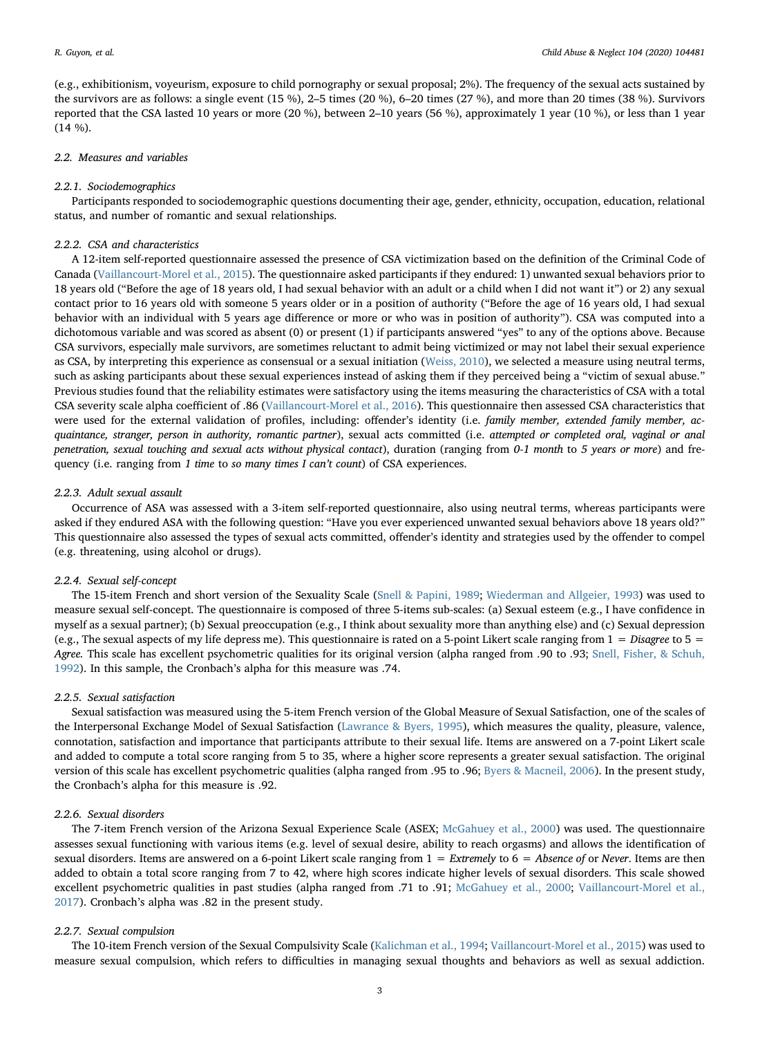(e.g., exhibitionism, voyeurism, exposure to child pornography or sexual proposal; 2%). The frequency of the sexual acts sustained by the survivors are as follows: a single event (15 %), 2–5 times (20 %), 6–20 times (27 %), and more than 20 times (38 %). Survivors reported that the CSA lasted 10 years or more (20 %), between 2–10 years (56 %), approximately 1 year (10 %), or less than 1 year (14 %).

### 2.2. Measures and variables

#### 2.2.1. Sociodemographics

Participants responded to sociodemographic questions documenting their age, gender, ethnicity, occupation, education, relational status, and number of romantic and sexual relationships.

#### 2.2.2. CSA and characteristics

A 12-item self-reported questionnaire assessed the presence of CSA victimization based on the definition of the Criminal Code of Canada (Vaillancourt-Morel et al., 2015). The questionnaire asked participants if they endured: 1) unwanted sexual behaviors prior to 18 years old ("Before the age of 18 years old, I had sexual behavior with an adult or a child when I did not want it") or 2) any sexual contact prior to 16 years old with someone 5 years older or in a position of authority ("Before the age of 16 years old, I had sexual behavior with an individual with 5 years age difference or more or who was in position of authority"). CSA was computed into a dichotomous variable and was scored as absent (0) or present (1) if participants answered "yes" to any of the options above. Because CSA survivors, especially male survivors, are sometimes reluctant to admit being victimized or may not label their sexual experience as CSA, by interpreting this experience as consensual or a sexual initiation (Weiss, 2010), we selected a measure using neutral terms, such as asking participants about these sexual experiences instead of asking them if they perceived being a "victim of sexual abuse." Previous studies found that the reliability estimates were satisfactory using the items measuring the characteristics of CSA with a total CSA severity scale alpha coefficient of .86 (Vaillancourt-Morel et al., 2016). This questionnaire then assessed CSA characteristics that were used for the external validation of profiles, including: offender's identity (i.e. *family member, extended family member, acquaintance, stranger, person in authority, romantic partner*), sexual acts committed (i.e. *attempted or completed oral, vaginal or anal penetration, sexual touching and sexual acts without physical contact*), duration (ranging from *0-1 month* to *5 years or more*) and frequency (i.e. ranging from *1 time* to *so many times I can't count*) of CSA experiences.

#### 2.2.3. Adult sexual assault

Occurrence of ASA was assessed with a 3-item self-reported questionnaire, also using neutral terms, whereas participants were asked if they endured ASA with the following question: "Have you ever experienced unwanted sexual behaviors above 18 years old?" This questionnaire also assessed the types of sexual acts committed, offender's identity and strategies used by the offender to compel (e.g. threatening, using alcohol or drugs).

#### 2.2.4. Sexual self-concept

The 15-item French and short version of the Sexuality Scale (Snell & Papini, 1989; Wiederman and Allgeier, 1993) was used to measure sexual self-concept. The questionnaire is composed of three 5-items sub-scales: (a) Sexual esteem (e.g., I have confidence in myself as a sexual partner); (b) Sexual preoccupation (e.g., I think about sexuality more than anything else) and (c) Sexual depression (e.g., The sexual aspects of my life depress me). This questionnaire is rated on a 5-point Likert scale ranging from 1 = *Disagree* to 5 = *Agree.* This scale has excellent psychometric qualities for its original version (alpha ranged from .90 to .93; Snell, Fisher, & Schuh, 1992). In this sample, the Cronbach's alpha for this measure was .74.

#### 2.2.5. Sexual satisfaction

Sexual satisfaction was measured using the 5-item French version of the Global Measure of Sexual Satisfaction, one of the scales of the Interpersonal Exchange Model of Sexual Satisfaction (Lawrance & Byers, 1995), which measures the quality, pleasure, valence, connotation, satisfaction and importance that participants attribute to their sexual life. Items are answered on a 7-point Likert scale and added to compute a total score ranging from 5 to 35, where a higher score represents a greater sexual satisfaction. The original version of this scale has excellent psychometric qualities (alpha ranged from .95 to .96; Byers & Macneil, 2006). In the present study, the Cronbach's alpha for this measure is .92.

#### 2.2.6. Sexual disorders

The 7-item French version of the Arizona Sexual Experience Scale (ASEX; McGahuey et al., 2000) was used. The questionnaire assesses sexual functioning with various items (e.g. level of sexual desire, ability to reach orgasms) and allows the identification of sexual disorders. Items are answered on a 6-point Likert scale ranging from 1 = *Extremely* to 6 = *Absence of* or *Never*. Items are then added to obtain a total score ranging from 7 to 42, where high scores indicate higher levels of sexual disorders. This scale showed excellent psychometric qualities in past studies (alpha ranged from .71 to .91; McGahuey et al., 2000; Vaillancourt-Morel et al., 2017). Cronbach's alpha was .82 in the present study.

#### 2.2.7. Sexual compulsion

The 10-item French version of the Sexual Compulsivity Scale (Kalichman et al., 1994; Vaillancourt-Morel et al., 2015) was used to measure sexual compulsion, which refers to difficulties in managing sexual thoughts and behaviors as well as sexual addiction.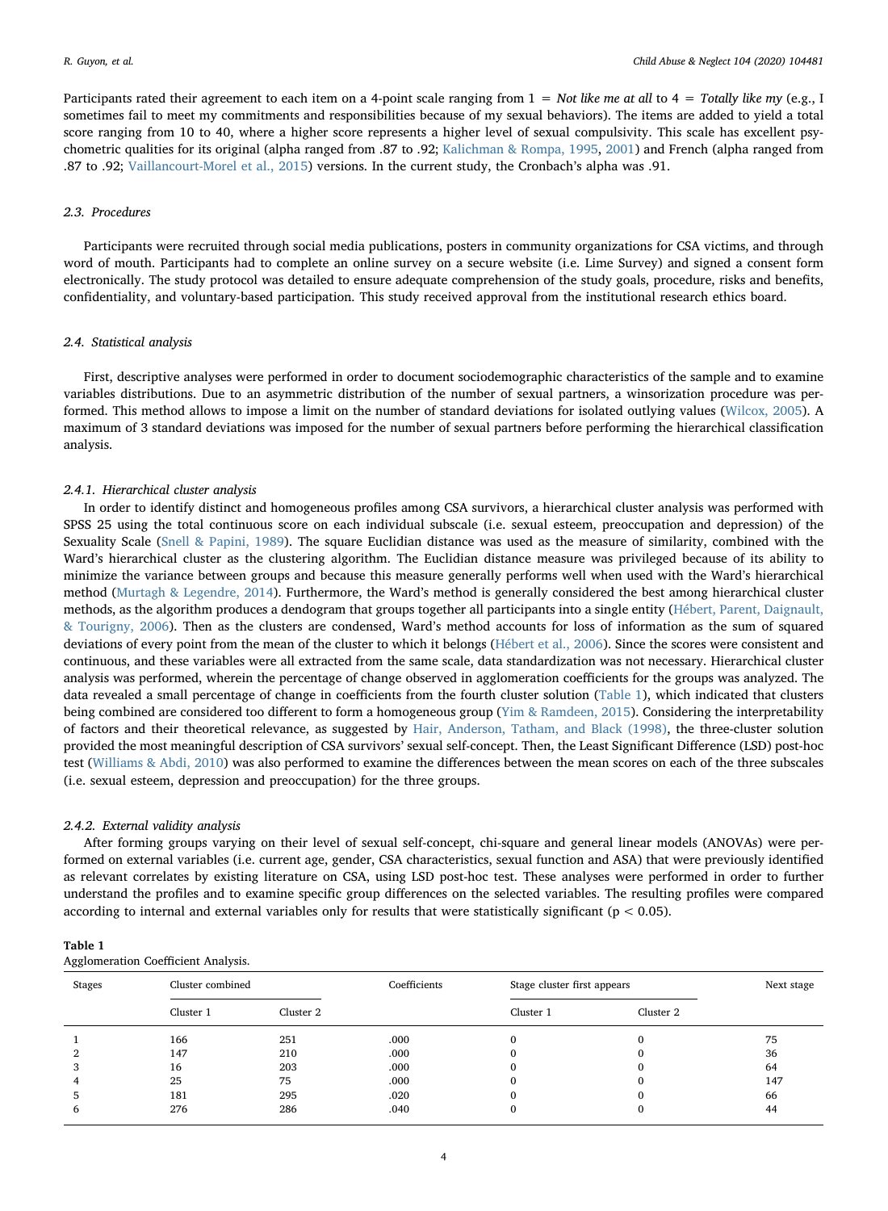Participants rated their agreement to each item on a 4-point scale ranging from 1 = *Not like me at all* to 4 = *Totally like my* (e.g., I sometimes fail to meet my commitments and responsibilities because of my sexual behaviors). The items are added to yield a total score ranging from 10 to 40, where a higher score represents a higher level of sexual compulsivity. This scale has excellent psychometric qualities for its original (alpha ranged from .87 to .92; Kalichman & Rompa, 1995, 2001) and French (alpha ranged from .87 to .92; Vaillancourt-Morel et al., 2015) versions. In the current study, the Cronbach's alpha was .91.

### 2.3. Procedures

Participants were recruited through social media publications, posters in community organizations for CSA victims, and through word of mouth. Participants had to complete an online survey on a secure website (i.e. Lime Survey) and signed a consent form electronically. The study protocol was detailed to ensure adequate comprehension of the study goals, procedure, risks and benefits, confidentiality, and voluntary-based participation. This study received approval from the institutional research ethics board.

### 2.4. Statistical analysis

First, descriptive analyses were performed in order to document sociodemographic characteristics of the sample and to examine variables distributions. Due to an asymmetric distribution of the number of sexual partners, a winsorization procedure was performed. This method allows to impose a limit on the number of standard deviations for isolated outlying values (Wilcox, 2005). A maximum of 3 standard deviations was imposed for the number of sexual partners before performing the hierarchical classification analysis.

#### 2.4.1. Hierarchical cluster analysis

In order to identify distinct and homogeneous profiles among CSA survivors, a hierarchical cluster analysis was performed with SPSS 25 using the total continuous score on each individual subscale (i.e. sexual esteem, preoccupation and depression) of the Sexuality Scale (Snell & Papini, 1989). The square Euclidian distance was used as the measure of similarity, combined with the Ward's hierarchical cluster as the clustering algorithm. The Euclidian distance measure was privileged because of its ability to minimize the variance between groups and because this measure generally performs well when used with the Ward's hierarchical method (Murtagh & Legendre, 2014). Furthermore, the Ward's method is generally considered the best among hierarchical cluster methods, as the algorithm produces a dendogram that groups together all participants into a single entity (Hébert, Parent, Daignault, & Tourigny, 2006). Then as the clusters are condensed, Ward's method accounts for loss of information as the sum of squared deviations of every point from the mean of the cluster to which it belongs (Hébert et al., 2006). Since the scores were consistent and continuous, and these variables were all extracted from the same scale, data standardization was not necessary. Hierarchical cluster analysis was performed, wherein the percentage of change observed in agglomeration coefficients for the groups was analyzed. The data revealed a small percentage of change in coefficients from the fourth cluster solution (Table 1), which indicated that clusters being combined are considered too different to form a homogeneous group (Yim & Ramdeen, 2015). Considering the interpretability of factors and their theoretical relevance, as suggested by Hair, Anderson, Tatham, and Black (1998), the three-cluster solution provided the most meaningful description of CSA survivors' sexual self-concept. Then, the Least Significant Difference (LSD) post-hoc test (Williams & Abdi, 2010) was also performed to examine the differences between the mean scores on each of the three subscales (i.e. sexual esteem, depression and preoccupation) for the three groups.

#### 2.4.2. External validity analysis

After forming groups varying on their level of sexual self-concept, chi-square and general linear models (ANOVAs) were performed on external variables (i.e. current age, gender, CSA characteristics, sexual function and ASA) that were previously identified as relevant correlates by existing literature on CSA, using LSD post-hoc test. These analyses were performed in order to further understand the profiles and to examine specific group differences on the selected variables. The resulting profiles were compared according to internal and external variables only for results that were statistically significant ($p < 0.05$).

**Table 1**
Agglomeration Coefficient Analysis.

| Stages | Cluster combined | | Coefficients | Stage cluster first appears | | Next stage |
|---|---|---|---|---|---|---|
| | Cluster 1 | Cluster 2 | | Cluster 1 | Cluster 2 | |
| 1 | 166 | 251 | .000 | 0 | 0 | 75 |
| 2 | 147 | 210 | .000 | 0 | 0 | 36 |
| 3 | 16 | 203 | .000 | 0 | 0 | 64 |
| 4 | 25 | 75 | .000 | 0 | 0 | 147 |
| 5 | 181 | 295 | .020 | 0 | 0 | 66 |
| 6 | 276 | 286 | .040 | 0 | 0 | 44 |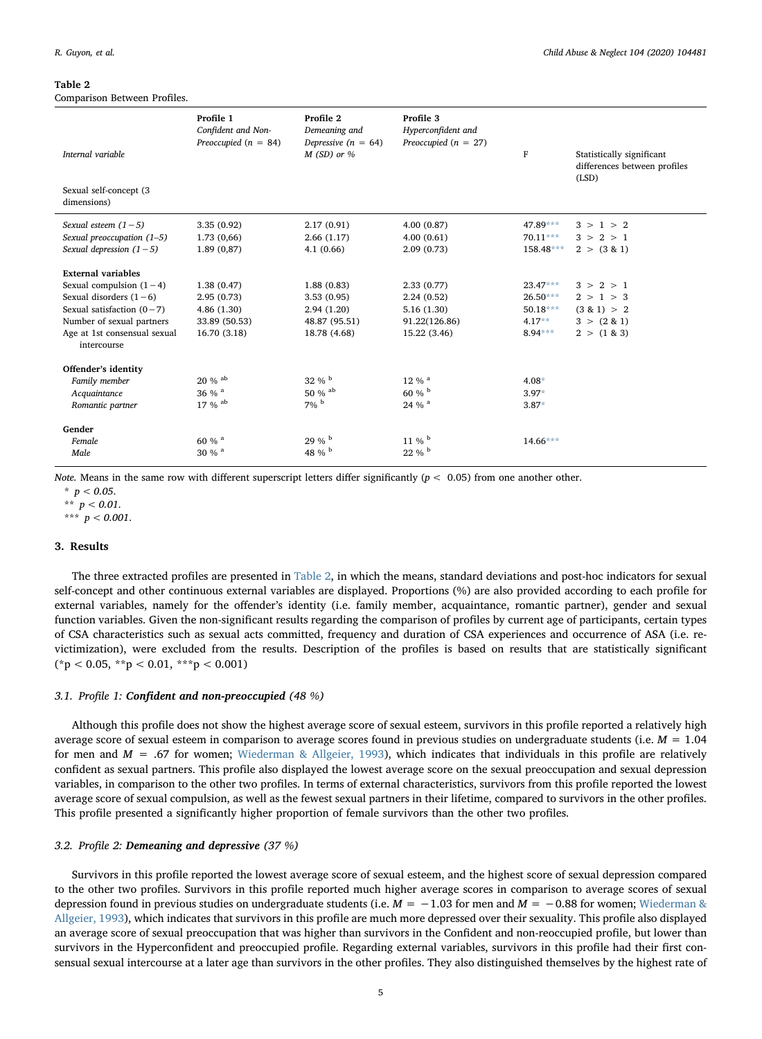**Table 2**
Comparison Between Profiles.

| Internal variable | Profile 1 *Confident and Non-Preoccupied* ($n$ = 84) | Profile 2 *Demeaning and Depressive* ($n$ = 64) *M (SD) or %* | Profile 3 *Hyperconfident and Preoccupied* ($n$ = 27) | F | Statistically significant differences between profiles (LSD) |
|---|---|---|---|---|---|
| Sexual self-concept (3 dimensions) | | | | | |
| *Sexual esteem (1 − 5)* | 3.35 (0.92) | 2.17 (0.91) | 4.00 (0.87) | 47.89*** | 3 > 1 > 2 |
| *Sexual preoccupation (1–5)* | 1.73 (0,66) | 2.66 (1.17) | 4.00 (0.61) | 70.11*** | 3 > 2 > 1 |
| *Sexual depression (1 − 5)* | 1.89 (0,87) | 4.1 (0.66) | 2.09 (0.73) | 158.48*** | 2 > (3 & 1) |
| **External variables** | | | | | |
| Sexual compulsion (1 − 4) | 1.38 (0.47) | 1.88 (0.83) | 2.33 (0.77) | 23.47*** | 3 > 2 > 1 |
| Sexual disorders (1 − 6) | 2.95 (0.73) | 3.53 (0.95) | 2.24 (0.52) | 26.50*** | 2 > 1 > 3 |
| Sexual satisfaction (0 − 7) | 4.86 (1.30) | 2.94 (1.20) | 5.16 (1.30) | 50.18*** | (3 & 1) > 2 |
| Number of sexual partners | 33.89 (50.53) | 48.87 (95.51) | 91.22(126.86) | 4.17** | 3 > (2 & 1) |
| Age at 1st consensual sexual intercourse | 16.70 (3.18) | 18.78 (4.68) | 15.22 (3.46) | 8.94*** | 2 > (1 & 3) |
| **Offender's identity** | | | | | |
| *Family member* | 20 % [ab] | 32 % [b] | 12 % [a] | 4.08* | |
| *Acquaintance* | 36 % [a] | 50 % [ab] | 60 % [b] | 3.97* | |
| *Romantic partner* | 17 % [ab] | 7% [b] | 24 % [a] | 3.87* | |
| **Gender** | | | | | |
| *Female* | 60 % [a] | 29 % [b] | 11 % [b] | 14.66*** | |
| *Male* | 30 % [a] | 48 % [b] | 22 % [b] | | |

*Note.* Means in the same row with different superscript letters differ significantly ($p < 0.05$) from one another other.

\* $p < 0.05$.

\*\* $p < 0.01$.

\*\*\* $p < 0.001$.

## 3. Results

The three extracted profiles are presented in Table 2, in which the means, standard deviations and post-hoc indicators for sexual self-concept and other continuous external variables are displayed. Proportions (%) are also provided according to each profile for external variables, namely for the offender's identity (i.e. family member, acquaintance, romantic partner), gender and sexual function variables. Given the non-significant results regarding the comparison of profiles by current age of participants, certain types of CSA characteristics such as sexual acts committed, frequency and duration of CSA experiences and occurrence of ASA (i.e. re-victimization), were excluded from the results. Description of the profiles is based on results that are statistically significant (*p < 0.05, **p < 0.01, ***p < 0.001)

### 3.1. Profile 1: *Confident and non-preoccupied* (48 %)

Although this profile does not show the highest average score of sexual esteem, survivors in this profile reported a relatively high average score of sexual esteem in comparison to average scores found in previous studies on undergraduate students (i.e. $M$ = 1.04 for men and $M$ = .67 for women; Wiederman & Allgeier, 1993), which indicates that individuals in this profile are relatively confident as sexual partners. This profile also displayed the lowest average score on the sexual preoccupation and sexual depression variables, in comparison to the other two profiles. In terms of external characteristics, survivors from this profile reported the lowest average score of sexual compulsion, as well as the fewest sexual partners in their lifetime, compared to survivors in the other profiles. This profile presented a significantly higher proportion of female survivors than the other two profiles.

### 3.2. Profile 2: *Demeaning and depressive* (37 %)

Survivors in this profile reported the lowest average score of sexual esteem, and the highest score of sexual depression compared to the other two profiles. Survivors in this profile reported much higher average scores in comparison to average scores of sexual depression found in previous studies on undergraduate students (i.e. $M$ = −1.03 for men and $M$ = −0.88 for women; Wiederman & Allgeier, 1993), which indicates that survivors in this profile are much more depressed over their sexuality. This profile also displayed an average score of sexual preoccupation that was higher than survivors in the Confident and non-reoccupied profile, but lower than survivors in the Hyperconfident and preoccupied profile. Regarding external variables, survivors in this profile had their first consensual sexual intercourse at a later age than survivors in the other profiles. They also distinguished themselves by the highest rate of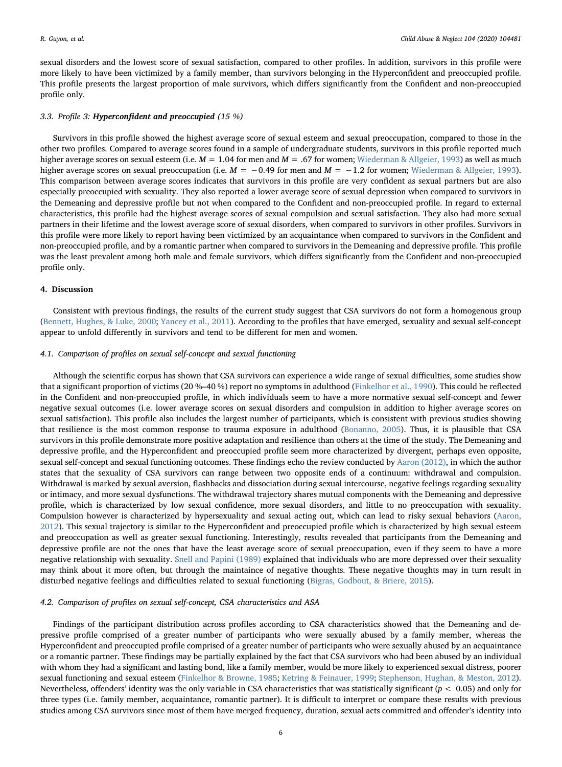sexual disorders and the lowest score of sexual satisfaction, compared to other profiles. In addition, survivors in this profile were more likely to have been victimized by a family member, than survivors belonging in the Hyperconfident and preoccupied profile. This profile presents the largest proportion of male survivors, which differs significantly from the Confident and non-preoccupied profile only.

### 3.3. Profile 3: **Hyperconfident and preoccupied** (15 %)

Survivors in this profile showed the highest average score of sexual esteem and sexual preoccupation, compared to those in the other two profiles. Compared to average scores found in a sample of undergraduate students, survivors in this profile reported much higher average scores on sexual esteem (i.e. $M = 1.04$ for men and $M = .67$ for women; Wiederman & Allgeier, 1993) as well as much higher average scores on sexual preoccupation (i.e. $M = -0.49$ for men and $M = -1.2$ for women; Wiederman & Allgeier, 1993). This comparison between average scores indicates that survivors in this profile are very confident as sexual partners but are also especially preoccupied with sexuality. They also reported a lower average score of sexual depression when compared to survivors in the Demeaning and depressive profile but not when compared to the Confident and non-preoccupied profile. In regard to external characteristics, this profile had the highest average scores of sexual compulsion and sexual satisfaction. They also had more sexual partners in their lifetime and the lowest average score of sexual disorders, when compared to survivors in other profiles. Survivors in this profile were more likely to report having been victimized by an acquaintance when compared to survivors in the Confident and non-preoccupied profile, and by a romantic partner when compared to survivors in the Demeaning and depressive profile. This profile was the least prevalent among both male and female survivors, which differs significantly from the Confident and non-preoccupied profile only.

## 4. Discussion

Consistent with previous findings, the results of the current study suggest that CSA survivors do not form a homogenous group (Bennett, Hughes, & Luke, 2000; Yancey et al., 2011). According to the profiles that have emerged, sexuality and sexual self-concept appear to unfold differently in survivors and tend to be different for men and women.

### 4.1. Comparison of profiles on sexual self-concept and sexual functioning

Although the scientific corpus has shown that CSA survivors can experience a wide range of sexual difficulties, some studies show that a significant proportion of victims (20 %–40 %) report no symptoms in adulthood (Finkelhor et al., 1990). This could be reflected in the Confident and non-preoccupied profile, in which individuals seem to have a more normative sexual self-concept and fewer negative sexual outcomes (i.e. lower average scores on sexual disorders and compulsion in addition to higher average scores on sexual satisfaction). This profile also includes the largest number of participants, which is consistent with previous studies showing that resilience is the most common response to trauma exposure in adulthood (Bonanno, 2005). Thus, it is plausible that CSA survivors in this profile demonstrate more positive adaptation and resilience than others at the time of the study. The Demeaning and depressive profile, and the Hyperconfident and preoccupied profile seem more characterized by divergent, perhaps even opposite, sexual self-concept and sexual functioning outcomes. These findings echo the review conducted by Aaron (2012), in which the author states that the sexuality of CSA survivors can range between two opposite ends of a continuum: withdrawal and compulsion. Withdrawal is marked by sexual aversion, flashbacks and dissociation during sexual intercourse, negative feelings regarding sexuality or intimacy, and more sexual dysfunctions. The withdrawal trajectory shares mutual components with the Demeaning and depressive profile, which is characterized by low sexual confidence, more sexual disorders, and little to no preoccupation with sexuality. Compulsion however is characterized by hypersexuality and sexual acting out, which can lead to risky sexual behaviors (Aaron, 2012). This sexual trajectory is similar to the Hyperconfident and preoccupied profile which is characterized by high sexual esteem and preoccupation as well as greater sexual functioning. Interestingly, results revealed that participants from the Demeaning and depressive profile are not the ones that have the least average score of sexual preoccupation, even if they seem to have a more negative relationship with sexuality. Snell and Papini (1989) explained that individuals who are more depressed over their sexuality may think about it more often, but through the maintaince of negative thoughts. These negative thoughts may in turn result in disturbed negative feelings and difficulties related to sexual functioning (Bigras, Godbout, & Briere, 2015).

### 4.2. Comparison of profiles on sexual self-concept, CSA characteristics and ASA

Findings of the participant distribution across profiles according to CSA characteristics showed that the Demeaning and depressive profile comprised of a greater number of participants who were sexually abused by a family member, whereas the Hyperconfident and preoccupied profile comprised of a greater number of participants who were sexually abused by an acquaintance or a romantic partner. These findings may be partially explained by the fact that CSA survivors who had been abused by an individual with whom they had a significant and lasting bond, like a family member, would be more likely to experienced sexual distress, poorer sexual functioning and sexual esteem (Finkelhor & Browne, 1985; Ketring & Feinauer, 1999; Stephenson, Hughan, & Meston, 2012). Nevertheless, offenders' identity was the only variable in CSA characteristics that was statistically significant ($p < 0.05$) and only for three types (i.e. family member, acquaintance, romantic partner). It is difficult to interpret or compare these results with previous studies among CSA survivors since most of them have merged frequency, duration, sexual acts committed and offender's identity into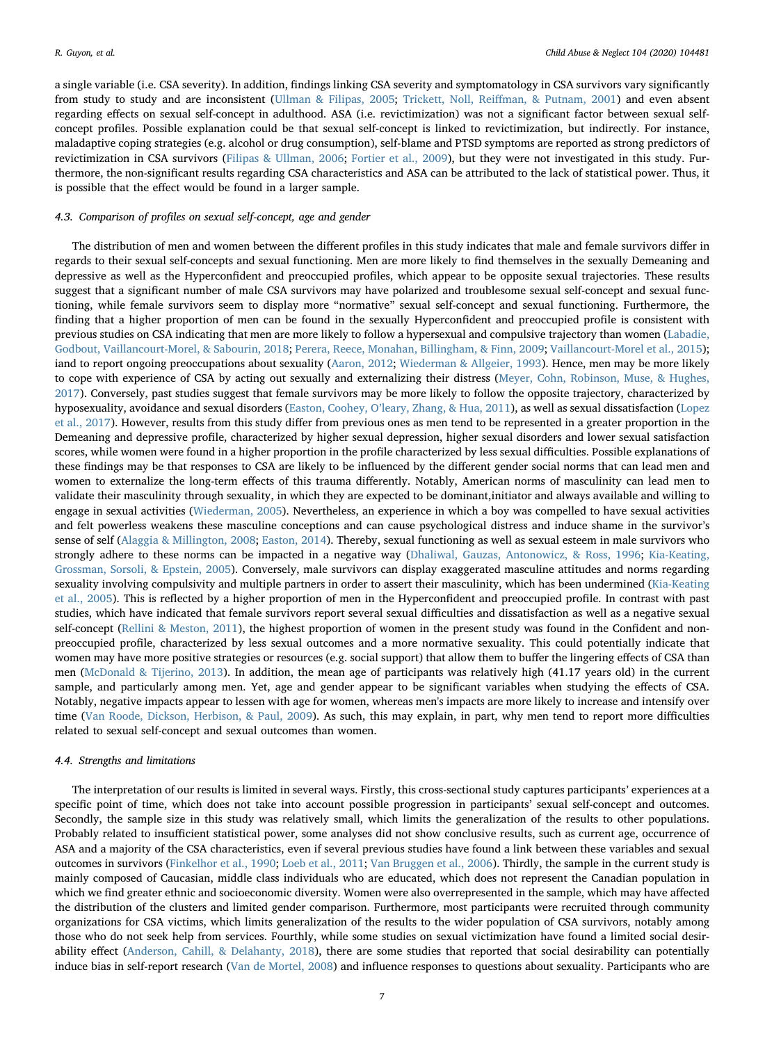a single variable (i.e. CSA severity). In addition, findings linking CSA severity and symptomatology in CSA survivors vary significantly from study to study and are inconsistent (Ullman & Filipas, 2005; Trickett, Noll, Reiffman, & Putnam, 2001) and even absent regarding effects on sexual self-concept in adulthood. ASA (i.e. revictimization) was not a significant factor between sexual self-concept profiles. Possible explanation could be that sexual self-concept is linked to revictimization, but indirectly. For instance, maladaptive coping strategies (e.g. alcohol or drug consumption), self-blame and PTSD symptoms are reported as strong predictors of revictimization in CSA survivors (Filipas & Ullman, 2006; Fortier et al., 2009), but they were not investigated in this study. Furthermore, the non-significant results regarding CSA characteristics and ASA can be attributed to the lack of statistical power. Thus, it is possible that the effect would be found in a larger sample.

### 4.3. Comparison of profiles on sexual self-concept, age and gender

The distribution of men and women between the different profiles in this study indicates that male and female survivors differ in regards to their sexual self-concepts and sexual functioning. Men are more likely to find themselves in the sexually Demeaning and depressive as well as the Hyperconfident and preoccupied profiles, which appear to be opposite sexual trajectories. These results suggest that a significant number of male CSA survivors may have polarized and troublesome sexual self-concept and sexual functioning, while female survivors seem to display more "normative" sexual self-concept and sexual functioning. Furthermore, the finding that a higher proportion of men can be found in the sexually Hyperconfident and preoccupied profile is consistent with previous studies on CSA indicating that men are more likely to follow a hypersexual and compulsive trajectory than women (Labadie, Godbout, Vaillancourt-Morel, & Sabourin, 2018; Perera, Reece, Monahan, Billingham, & Finn, 2009; Vaillancourt-Morel et al., 2015); iand to report ongoing preoccupations about sexuality (Aaron, 2012; Wiederman & Allgeier, 1993). Hence, men may be more likely to cope with experience of CSA by acting out sexually and externalizing their distress (Meyer, Cohn, Robinson, Muse, & Hughes, 2017). Conversely, past studies suggest that female survivors may be more likely to follow the opposite trajectory, characterized by hyposexuality, avoidance and sexual disorders (Easton, Coohey, O'leary, Zhang, & Hua, 2011), as well as sexual dissatisfaction (Lopez et al., 2017). However, results from this study differ from previous ones as men tend to be represented in a greater proportion in the Demeaning and depressive profile, characterized by higher sexual depression, higher sexual disorders and lower sexual satisfaction scores, while women were found in a higher proportion in the profile characterized by less sexual difficulties. Possible explanations of these findings may be that responses to CSA are likely to be influenced by the different gender social norms that can lead men and women to externalize the long-term effects of this trauma differently. Notably, American norms of masculinity can lead men to validate their masculinity through sexuality, in which they are expected to be dominant,initiator and always available and willing to engage in sexual activities (Wiederman, 2005). Nevertheless, an experience in which a boy was compelled to have sexual activities and felt powerless weakens these masculine conceptions and can cause psychological distress and induce shame in the survivor's sense of self (Alaggia & Millington, 2008; Easton, 2014). Thereby, sexual functioning as well as sexual esteem in male survivors who strongly adhere to these norms can be impacted in a negative way (Dhaliwal, Gauzas, Antonowicz, & Ross, 1996; Kia-Keating, Grossman, Sorsoli, & Epstein, 2005). Conversely, male survivors can display exaggerated masculine attitudes and norms regarding sexuality involving compulsivity and multiple partners in order to assert their masculinity, which has been undermined (Kia-Keating et al., 2005). This is reflected by a higher proportion of men in the Hyperconfident and preoccupied profile. In contrast with past studies, which have indicated that female survivors report several sexual difficulties and dissatisfaction as well as a negative sexual self-concept (Rellini & Meston, 2011), the highest proportion of women in the present study was found in the Confident and non-preoccupied profile, characterized by less sexual outcomes and a more normative sexuality. This could potentially indicate that women may have more positive strategies or resources (e.g. social support) that allow them to buffer the lingering effects of CSA than men (McDonald & Tijerino, 2013). In addition, the mean age of participants was relatively high (41.17 years old) in the current sample, and particularly among men. Yet, age and gender appear to be significant variables when studying the effects of CSA. Notably, negative impacts appear to lessen with age for women, whereas men's impacts are more likely to increase and intensify over time (Van Roode, Dickson, Herbison, & Paul, 2009). As such, this may explain, in part, why men tend to report more difficulties related to sexual self-concept and sexual outcomes than women.

### 4.4. Strengths and limitations

The interpretation of our results is limited in several ways. Firstly, this cross-sectional study captures participants' experiences at a specific point of time, which does not take into account possible progression in participants' sexual self-concept and outcomes. Secondly, the sample size in this study was relatively small, which limits the generalization of the results to other populations. Probably related to insufficient statistical power, some analyses did not show conclusive results, such as current age, occurrence of ASA and a majority of the CSA characteristics, even if several previous studies have found a link between these variables and sexual outcomes in survivors (Finkelhor et al., 1990; Loeb et al., 2011; Van Bruggen et al., 2006). Thirdly, the sample in the current study is mainly composed of Caucasian, middle class individuals who are educated, which does not represent the Canadian population in which we find greater ethnic and socioeconomic diversity. Women were also overrepresented in the sample, which may have affected the distribution of the clusters and limited gender comparison. Furthermore, most participants were recruited through community organizations for CSA victims, which limits generalization of the results to the wider population of CSA survivors, notably among those who do not seek help from services. Fourthly, while some studies on sexual victimization have found a limited social desirability effect (Anderson, Cahill, & Delahanty, 2018), there are some studies that reported that social desirability can potentially induce bias in self-report research (Van de Mortel, 2008) and influence responses to questions about sexuality. Participants who are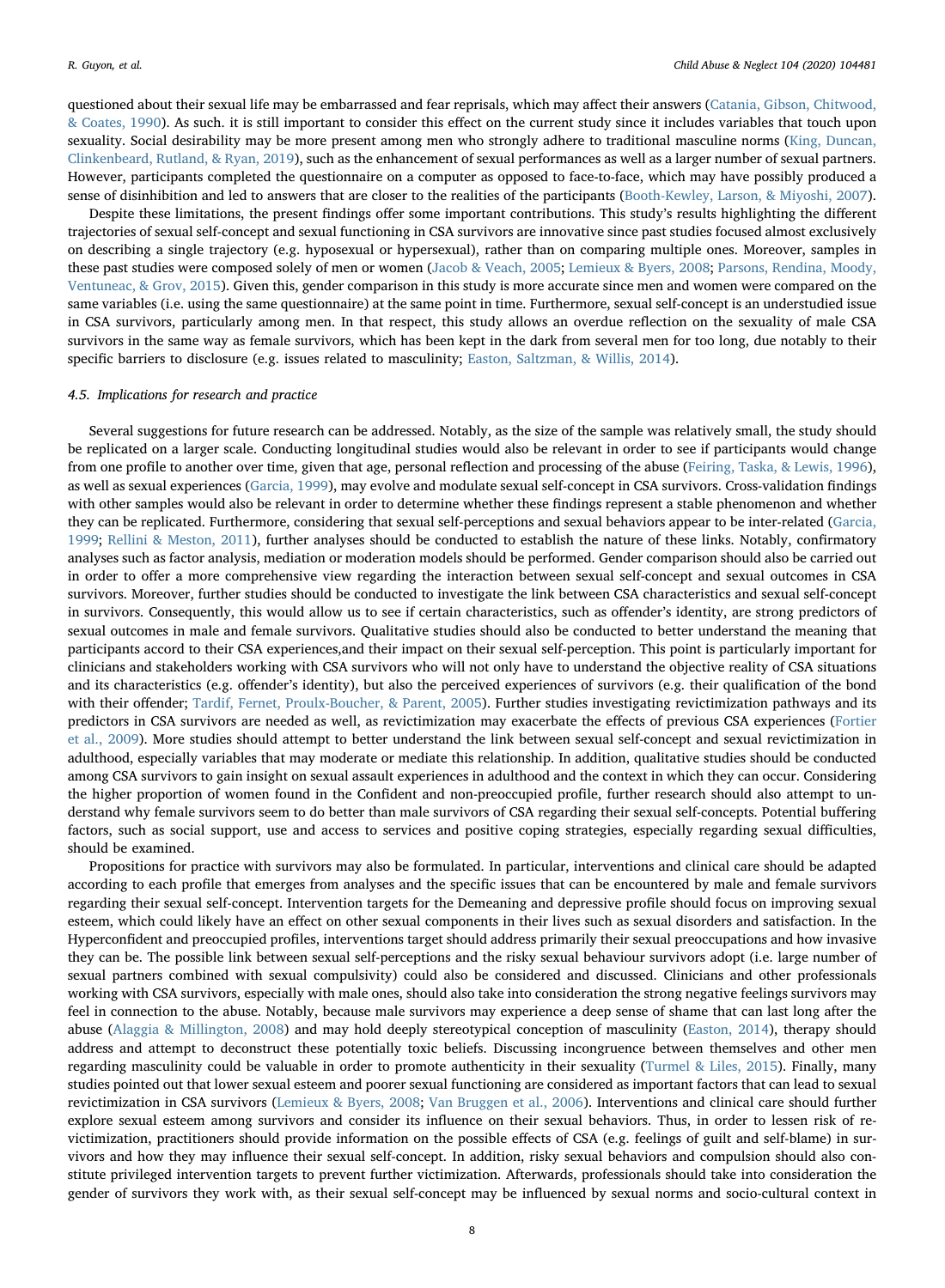questioned about their sexual life may be embarrassed and fear reprisals, which may affect their answers (Catania, Gibson, Chitwood, & Coates, 1990). As such. it is still important to consider this effect on the current study since it includes variables that touch upon sexuality. Social desirability may be more present among men who strongly adhere to traditional masculine norms (King, Duncan, Clinkenbeard, Rutland, & Ryan, 2019), such as the enhancement of sexual performances as well as a larger number of sexual partners. However, participants completed the questionnaire on a computer as opposed to face-to-face, which may have possibly produced a sense of disinhibition and led to answers that are closer to the realities of the participants (Booth-Kewley, Larson, & Miyoshi, 2007).

Despite these limitations, the present findings offer some important contributions. This study's results highlighting the different trajectories of sexual self-concept and sexual functioning in CSA survivors are innovative since past studies focused almost exclusively on describing a single trajectory (e.g. hyposexual or hypersexual), rather than on comparing multiple ones. Moreover, samples in these past studies were composed solely of men or women (Jacob & Veach, 2005; Lemieux & Byers, 2008; Parsons, Rendina, Moody, Ventuneac, & Grov, 2015). Given this, gender comparison in this study is more accurate since men and women were compared on the same variables (i.e. using the same questionnaire) at the same point in time. Furthermore, sexual self-concept is an understudied issue in CSA survivors, particularly among men. In that respect, this study allows an overdue reflection on the sexuality of male CSA survivors in the same way as female survivors, which has been kept in the dark from several men for too long, due notably to their specific barriers to disclosure (e.g. issues related to masculinity; Easton, Saltzman, & Willis, 2014).

### 4.5. Implications for research and practice

Several suggestions for future research can be addressed. Notably, as the size of the sample was relatively small, the study should be replicated on a larger scale. Conducting longitudinal studies would also be relevant in order to see if participants would change from one profile to another over time, given that age, personal reflection and processing of the abuse (Feiring, Taska, & Lewis, 1996), as well as sexual experiences (Garcia, 1999), may evolve and modulate sexual self-concept in CSA survivors. Cross-validation findings with other samples would also be relevant in order to determine whether these findings represent a stable phenomenon and whether they can be replicated. Furthermore, considering that sexual self-perceptions and sexual behaviors appear to be inter-related (Garcia, 1999; Rellini & Meston, 2011), further analyses should be conducted to establish the nature of these links. Notably, confirmatory analyses such as factor analysis, mediation or moderation models should be performed. Gender comparison should also be carried out in order to offer a more comprehensive view regarding the interaction between sexual self-concept and sexual outcomes in CSA survivors. Moreover, further studies should be conducted to investigate the link between CSA characteristics and sexual self-concept in survivors. Consequently, this would allow us to see if certain characteristics, such as offender's identity, are strong predictors of sexual outcomes in male and female survivors. Qualitative studies should also be conducted to better understand the meaning that participants accord to their CSA experiences,and their impact on their sexual self-perception. This point is particularly important for clinicians and stakeholders working with CSA survivors who will not only have to understand the objective reality of CSA situations and its characteristics (e.g. offender's identity), but also the perceived experiences of survivors (e.g. their qualification of the bond with their offender; Tardif, Fernet, Proulx-Boucher, & Parent, 2005). Further studies investigating revictimization pathways and its predictors in CSA survivors are needed as well, as revictimization may exacerbate the effects of previous CSA experiences (Fortier et al., 2009). More studies should attempt to better understand the link between sexual self-concept and sexual revictimization in adulthood, especially variables that may moderate or mediate this relationship. In addition, qualitative studies should be conducted among CSA survivors to gain insight on sexual assault experiences in adulthood and the context in which they can occur. Considering the higher proportion of women found in the Confident and non-preoccupied profile, further research should also attempt to understand why female survivors seem to do better than male survivors of CSA regarding their sexual self-concepts. Potential buffering factors, such as social support, use and access to services and positive coping strategies, especially regarding sexual difficulties, should be examined.

Propositions for practice with survivors may also be formulated. In particular, interventions and clinical care should be adapted according to each profile that emerges from analyses and the specific issues that can be encountered by male and female survivors regarding their sexual self-concept. Intervention targets for the Demeaning and depressive profile should focus on improving sexual esteem, which could likely have an effect on other sexual components in their lives such as sexual disorders and satisfaction. In the Hyperconfident and preoccupied profiles, interventions target should address primarily their sexual preoccupations and how invasive they can be. The possible link between sexual self-perceptions and the risky sexual behaviour survivors adopt (i.e. large number of sexual partners combined with sexual compulsivity) could also be considered and discussed. Clinicians and other professionals working with CSA survivors, especially with male ones, should also take into consideration the strong negative feelings survivors may feel in connection to the abuse. Notably, because male survivors may experience a deep sense of shame that can last long after the abuse (Alaggia & Millington, 2008) and may hold deeply stereotypical conception of masculinity (Easton, 2014), therapy should address and attempt to deconstruct these potentially toxic beliefs. Discussing incongruence between themselves and other men regarding masculinity could be valuable in order to promote authenticity in their sexuality (Turmel & Liles, 2015). Finally, many studies pointed out that lower sexual esteem and poorer sexual functioning are considered as important factors that can lead to sexual revictimization in CSA survivors (Lemieux & Byers, 2008; Van Bruggen et al., 2006). Interventions and clinical care should further explore sexual esteem among survivors and consider its influence on their sexual behaviors. Thus, in order to lessen risk of revictimization, practitioners should provide information on the possible effects of CSA (e.g. feelings of guilt and self-blame) in survivors and how they may influence their sexual self-concept. In addition, risky sexual behaviors and compulsion should also constitute privileged intervention targets to prevent further victimization. Afterwards, professionals should take into consideration the gender of survivors they work with, as their sexual self-concept may be influenced by sexual norms and socio-cultural context in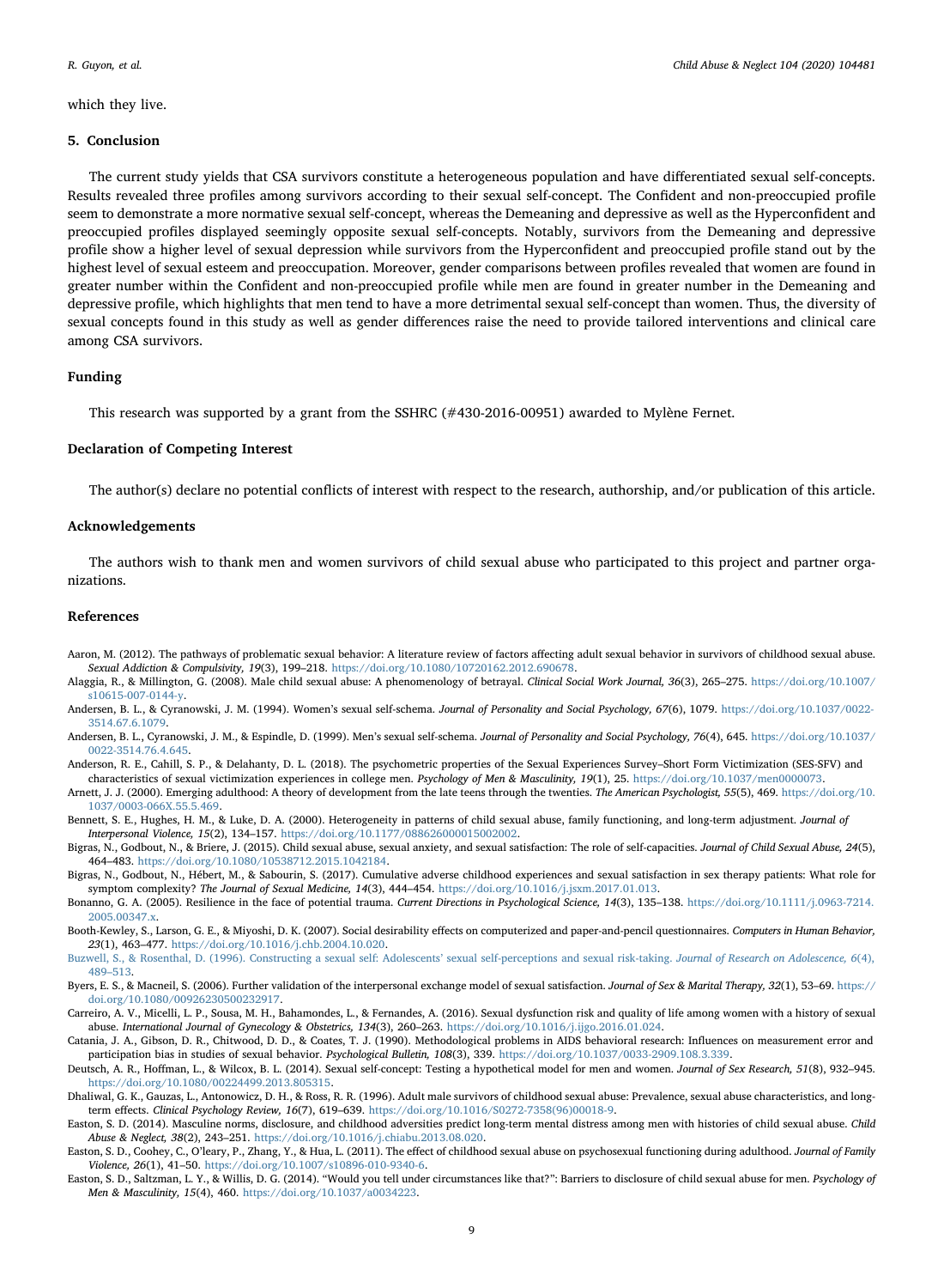which they live.

## 5. Conclusion

The current study yields that CSA survivors constitute a heterogeneous population and have differentiated sexual self-concepts. Results revealed three profiles among survivors according to their sexual self-concept. The Confident and non-preoccupied profile seem to demonstrate a more normative sexual self-concept, whereas the Demeaning and depressive as well as the Hyperconfident and preoccupied profiles displayed seemingly opposite sexual self-concepts. Notably, survivors from the Demeaning and depressive profile show a higher level of sexual depression while survivors from the Hyperconfident and preoccupied profile stand out by the highest level of sexual esteem and preoccupation. Moreover, gender comparisons between profiles revealed that women are found in greater number within the Confident and non-preoccupied profile while men are found in greater number in the Demeaning and depressive profile, which highlights that men tend to have a more detrimental sexual self-concept than women. Thus, the diversity of sexual concepts found in this study as well as gender differences raise the need to provide tailored interventions and clinical care among CSA survivors.

## Funding

This research was supported by a grant from the SSHRC (#430-2016-00951) awarded to Mylène Fernet.

## Declaration of Competing Interest

The author(s) declare no potential conflicts of interest with respect to the research, authorship, and/or publication of this article.

## Acknowledgements

The authors wish to thank men and women survivors of child sexual abuse who participated to this project and partner organizations.

## References

Aaron, M. (2012). The pathways of problematic sexual behavior: A literature review of factors affecting adult sexual behavior in survivors of childhood sexual abuse. *Sexual Addiction & Compulsivity, 19*(3), 199–218. https://doi.org/10.1080/10720162.2012.690678.

Alaggia, R., & Millington, G. (2008). Male child sexual abuse: A phenomenology of betrayal. *Clinical Social Work Journal, 36*(3), 265–275. https://doi.org/10.1007/s10615-007-0144-y.

Andersen, B. L., & Cyranowski, J. M. (1994). Women's sexual self-schema. *Journal of Personality and Social Psychology, 67*(6), 1079. https://doi.org/10.1037/0022-3514.67.6.1079.

Andersen, B. L., Cyranowski, J. M., & Espindle, D. (1999). Men's sexual self-schema. *Journal of Personality and Social Psychology, 76*(4), 645. https://doi.org/10.1037/0022-3514.76.4.645.

Anderson, R. E., Cahill, S. P., & Delahanty, D. L. (2018). The psychometric properties of the Sexual Experiences Survey–Short Form Victimization (SES-SFV) and characteristics of sexual victimization experiences in college men. *Psychology of Men & Masculinity, 19*(1), 25. https://doi.org/10.1037/men0000073.

Arnett, J. J. (2000). Emerging adulthood: A theory of development from the late teens through the twenties. *The American Psychologist, 55*(5), 469. https://doi.org/10.1037/0003-066X.55.5.469.

Bennett, S. E., Hughes, H. M., & Luke, D. A. (2000). Heterogeneity in patterns of child sexual abuse, family functioning, and long-term adjustment. *Journal of Interpersonal Violence, 15*(2), 134–157. https://doi.org/10.1177/088626000015002002.

Bigras, N., Godbout, N., & Briere, J. (2015). Child sexual abuse, sexual anxiety, and sexual satisfaction: The role of self-capacities. *Journal of Child Sexual Abuse, 24*(5), 464–483. https://doi.org/10.1080/10538712.2015.1042184.

Bigras, N., Godbout, N., Hébert, M., & Sabourin, S. (2017). Cumulative adverse childhood experiences and sexual satisfaction in sex therapy patients: What role for symptom complexity? *The Journal of Sexual Medicine, 14*(3), 444–454. https://doi.org/10.1016/j.jsxm.2017.01.013.

Bonanno, G. A. (2005). Resilience in the face of potential trauma. *Current Directions in Psychological Science, 14*(3), 135–138. https://doi.org/10.1111/j.0963-7214.2005.00347.x.

Booth-Kewley, S., Larson, G. E., & Miyoshi, D. K. (2007). Social desirability effects on computerized and paper-and-pencil questionnaires. *Computers in Human Behavior, 23*(1), 463–477. https://doi.org/10.1016/j.chb.2004.10.020.

Buzwell, S., & Rosenthal, D. (1996). Constructing a sexual self: Adolescents' sexual self-perceptions and sexual risk-taking. *Journal of Research on Adolescence, 6*(4), 489–513.

Byers, E. S., & Macneil, S. (2006). Further validation of the interpersonal exchange model of sexual satisfaction. *Journal of Sex & Marital Therapy, 32*(1), 53–69. https://doi.org/10.1080/00926230500232917.

Carreiro, A. V., Micelli, L. P., Sousa, M. H., Bahamondes, L., & Fernandes, A. (2016). Sexual dysfunction risk and quality of life among women with a history of sexual abuse. *International Journal of Gynecology & Obstetrics, 134*(3), 260–263. https://doi.org/10.1016/j.ijgo.2016.01.024.

Catania, J. A., Gibson, D. R., Chitwood, D. D., & Coates, T. J. (1990). Methodological problems in AIDS behavioral research: Influences on measurement error and participation bias in studies of sexual behavior. *Psychological Bulletin, 108*(3), 339. https://doi.org/10.1037/0033-2909.108.3.339.

Deutsch, A. R., Hoffman, L., & Wilcox, B. L. (2014). Sexual self-concept: Testing a hypothetical model for men and women. *Journal of Sex Research, 51*(8), 932–945. https://doi.org/10.1080/00224499.2013.805315.

Dhaliwal, G. K., Gauzas, L., Antonowicz, D. H., & Ross, R. R. (1996). Adult male survivors of childhood sexual abuse: Prevalence, sexual abuse characteristics, and long-term effects. *Clinical Psychology Review, 16*(7), 619–639. https://doi.org/10.1016/S0272-7358(96)00018-9.

Easton, S. D. (2014). Masculine norms, disclosure, and childhood adversities predict long-term mental distress among men with histories of child sexual abuse. *Child Abuse & Neglect, 38*(2), 243–251. https://doi.org/10.1016/j.chiabu.2013.08.020.

Easton, S. D., Coohey, C., O'leary, P., Zhang, Y., & Hua, L. (2011). The effect of childhood sexual abuse on psychosexual functioning during adulthood. *Journal of Family Violence, 26*(1), 41–50. https://doi.org/10.1007/s10896-010-9340-6.

Easton, S. D., Saltzman, L. Y., & Willis, D. G. (2014). "Would you tell under circumstances like that?": Barriers to disclosure of child sexual abuse for men. *Psychology of Men & Masculinity, 15*(4), 460. https://doi.org/10.1037/a0034223.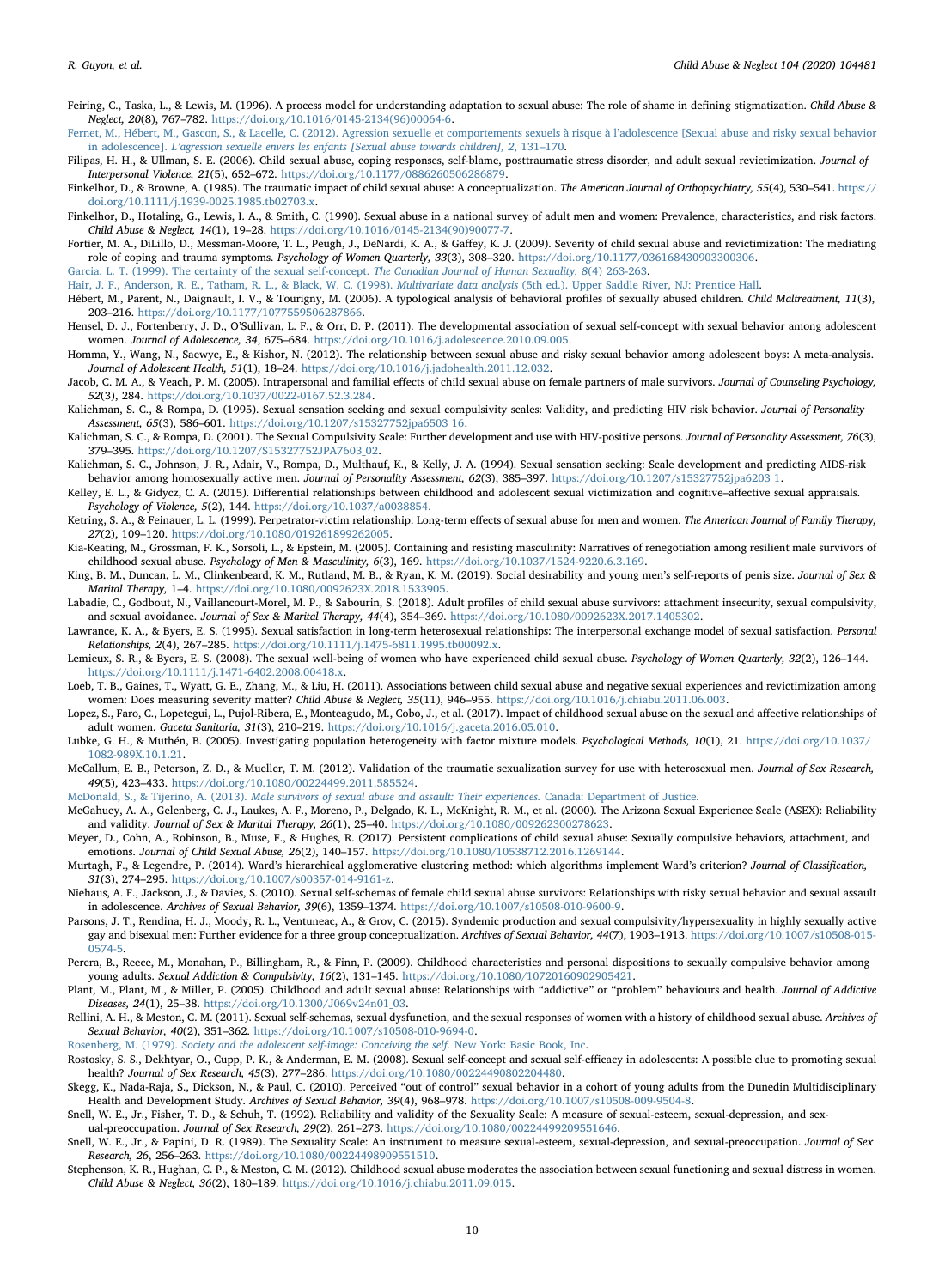Feiring, C., Taska, L., & Lewis, M. (1996). A process model for understanding adaptation to sexual abuse: The role of shame in defining stigmatization. *Child Abuse & Neglect, 20*(8), 767–782. https://doi.org/10.1016/0145-2134(96)00064-6.

Fernet, M., Hébert, M., Gascon, S., & Lacelle, C. (2012). Agression sexuelle et comportements sexuels à risque à l'adolescence [Sexual abuse and risky sexual behavior in adolescence]. *L'agression sexuelle envers les enfants [Sexual abuse towards children], 2*, 131–170.

Filipas, H. H., & Ullman, S. E. (2006). Child sexual abuse, coping responses, self-blame, posttraumatic stress disorder, and adult sexual revictimization. *Journal of Interpersonal Violence, 21*(5), 652–672. https://doi.org/10.1177/0886260506286879.

Finkelhor, D., & Browne, A. (1985). The traumatic impact of child sexual abuse: A conceptualization. *The American Journal of Orthopsychiatry, 55*(4), 530–541. https://doi.org/10.1111/j.1939-0025.1985.tb02703.x.

Finkelhor, D., Hotaling, G., Lewis, I. A., & Smith, C. (1990). Sexual abuse in a national survey of adult men and women: Prevalence, characteristics, and risk factors. *Child Abuse & Neglect, 14*(1), 19–28. https://doi.org/10.1016/0145-2134(90)90077-7.

Fortier, M. A., DiLillo, D., Messman-Moore, T. L., Peugh, J., DeNardi, K. A., & Gaffey, K. J. (2009). Severity of child sexual abuse and revictimization: The mediating role of coping and trauma symptoms. *Psychology of Women Quarterly, 33*(3), 308–320. https://doi.org/10.1177/036168430903300306.

Garcia, L. T. (1999). The certainty of the sexual self-concept. *The Canadian Journal of Human Sexuality, 8*(4) 263-263.

Hair, J. F., Anderson, R. E., Tatham, R. L., & Black, W. C. (1998). *Multivariate data analysis* (5th ed.). Upper Saddle River, NJ: Prentice Hall.

Hébert, M., Parent, N., Daignault, I. V., & Tourigny, M. (2006). A typological analysis of behavioral profiles of sexually abused children. *Child Maltreatment, 11*(3), 203–216. https://doi.org/10.1177/1077559506287866.

Hensel, D. J., Fortenberry, J. D., O'Sullivan, L. F., & Orr, D. P. (2011). The developmental association of sexual self-concept with sexual behavior among adolescent women. *Journal of Adolescence, 34*, 675–684. https://doi.org/10.1016/j.adolescence.2010.09.005.

Homma, Y., Wang, N., Saewyc, E., & Kishor, N. (2012). The relationship between sexual abuse and risky sexual behavior among adolescent boys: A meta-analysis. *Journal of Adolescent Health, 51*(1), 18–24. https://doi.org/10.1016/j.jadohealth.2011.12.032.

Jacob, C. M. A., & Veach, P. M. (2005). Intrapersonal and familial effects of child sexual abuse on female partners of male survivors. *Journal of Counseling Psychology, 52*(3), 284. https://doi.org/10.1037/0022-0167.52.3.284.

Kalichman, S. C., & Rompa, D. (1995). Sexual sensation seeking and sexual compulsivity scales: Validity, and predicting HIV risk behavior. *Journal of Personality Assessment, 65*(3), 586–601. https://doi.org/10.1207/s15327752jpa6503_16.

Kalichman, S. C., & Rompa, D. (2001). The Sexual Compulsivity Scale: Further development and use with HIV-positive persons. *Journal of Personality Assessment, 76*(3), 379–395. https://doi.org/10.1207/S15327752JPA7603_02.

Kalichman, S. C., Johnson, J. R., Adair, V., Rompa, D., Multhauf, K., & Kelly, J. A. (1994). Sexual sensation seeking: Scale development and predicting AIDS-risk behavior among homosexually active men. *Journal of Personality Assessment, 62*(3), 385–397. https://doi.org/10.1207/s15327752jpa6203_1.

Kelley, E. L., & Gidycz, C. A. (2015). Differential relationships between childhood and adolescent sexual victimization and cognitive–affective sexual appraisals. *Psychology of Violence, 5*(2), 144. https://doi.org/10.1037/a0038854.

Ketring, S. A., & Feinauer, L. L. (1999). Perpetrator-victim relationship: Long-term effects of sexual abuse for men and women. *The American Journal of Family Therapy, 27*(2), 109–120. https://doi.org/10.1080/019261899262005.

Kia-Keating, M., Grossman, F. K., Sorsoli, L., & Epstein, M. (2005). Containing and resisting masculinity: Narratives of renegotiation among resilient male survivors of childhood sexual abuse. *Psychology of Men & Masculinity, 6*(3), 169. https://doi.org/10.1037/1524-9220.6.3.169.

King, B. M., Duncan, L. M., Clinkenbeard, K. M., Rutland, M. B., & Ryan, K. M. (2019). Social desirability and young men's self-reports of penis size. *Journal of Sex & Marital Therapy*, 1–4. https://doi.org/10.1080/0092623X.2018.1533905.

Labadie, C., Godbout, N., Vaillancourt-Morel, M. P., & Sabourin, S. (2018). Adult profiles of child sexual abuse survivors: attachment insecurity, sexual compulsivity, and sexual avoidance. *Journal of Sex & Marital Therapy, 44*(4), 354–369. https://doi.org/10.1080/0092623X.2017.1405302.

Lawrance, K. A., & Byers, E. S. (1995). Sexual satisfaction in long-term heterosexual relationships: The interpersonal exchange model of sexual satisfaction. *Personal Relationships, 2*(4), 267–285. https://doi.org/10.1111/j.1475-6811.1995.tb00092.x.

Lemieux, S. R., & Byers, E. S. (2008). The sexual well-being of women who have experienced child sexual abuse. *Psychology of Women Quarterly, 32*(2), 126–144. https://doi.org/10.1111/j.1471-6402.2008.00418.x.

Loeb, T. B., Gaines, T., Wyatt, G. E., Zhang, M., & Liu, H. (2011). Associations between child sexual abuse and negative sexual experiences and revictimization among women: Does measuring severity matter? *Child Abuse & Neglect, 35*(11), 946–955. https://doi.org/10.1016/j.chiabu.2011.06.003.

Lopez, S., Faro, C., Lopetegui, L., Pujol-Ribera, E., Monteagudo, M., Cobo, J., et al. (2017). Impact of childhood sexual abuse on the sexual and affective relationships of adult women. *Gaceta Sanitaria, 31*(3), 210–219. https://doi.org/10.1016/j.gaceta.2016.05.010.

Lubke, G. H., & Muthén, B. (2005). Investigating population heterogeneity with factor mixture models. *Psychological Methods, 10*(1), 21. https://doi.org/10.1037/1082-989X.10.1.21.

McCallum, E. B., Peterson, Z. D., & Mueller, T. M. (2012). Validation of the traumatic sexualization survey for use with heterosexual men. *Journal of Sex Research, 49*(5), 423–433. https://doi.org/10.1080/00224499.2011.585524.

McDonald, S., & Tijerino, A. (2013). *Male survivors of sexual abuse and assault: Their experiences.* Canada: Department of Justice.

McGahuey, A. A., Gelenberg, C. J., Laukes, A. F., Moreno, P., Delgado, K. L., McKnight, R. M., et al. (2000). The Arizona Sexual Experience Scale (ASEX): Reliability and validity. *Journal of Sex & Marital Therapy, 26*(1), 25–40. https://doi.org/10.1080/009262300278623.

Meyer, D., Cohn, A., Robinson, B., Muse, F., & Hughes, R. (2017). Persistent complications of child sexual abuse: Sexually compulsive behaviors, attachment, and emotions. *Journal of Child Sexual Abuse, 26*(2), 140–157. https://doi.org/10.1080/10538712.2016.1269144.

Murtagh, F., & Legendre, P. (2014). Ward's hierarchical agglomerative clustering method: which algorithms implement Ward's criterion? *Journal of Classification, 31*(3), 274–295. https://doi.org/10.1007/s00357-014-9161-z.

Niehaus, A. F., Jackson, J., & Davies, S. (2010). Sexual self-schemas of female child sexual abuse survivors: Relationships with risky sexual behavior and sexual assault in adolescence. *Archives of Sexual Behavior, 39*(6), 1359–1374. https://doi.org/10.1007/s10508-010-9600-9.

Parsons, J. T., Rendina, H. J., Moody, R. L., Ventuneac, A., & Grov, C. (2015). Syndemic production and sexual compulsivity/hypersexuality in highly sexually active gay and bisexual men: Further evidence for a three group conceptualization. *Archives of Sexual Behavior, 44*(7), 1903–1913. https://doi.org/10.1007/s10508-015-0574-5.

Perera, B., Reece, M., Monahan, P., Billingham, R., & Finn, P. (2009). Childhood characteristics and personal dispositions to sexually compulsive behavior among young adults. *Sexual Addiction & Compulsivity, 16*(2), 131–145. https://doi.org/10.1080/10720160902905421.

Plant, M., Plant, M., & Miller, P. (2005). Childhood and adult sexual abuse: Relationships with "addictive" or "problem" behaviours and health. *Journal of Addictive Diseases, 24*(1), 25–38. https://doi.org/10.1300/J069v24n01_03.

Rellini, A. H., & Meston, C. M. (2011). Sexual self-schemas, sexual dysfunction, and the sexual responses of women with a history of childhood sexual abuse. *Archives of Sexual Behavior, 40*(2), 351–362. https://doi.org/10.1007/s10508-010-9694-0.

Rosenberg, M. (1979). *Society and the adolescent self-image: Conceiving the self.* New York: Basic Book, Inc.

Rostosky, S. S., Dekhtyar, O., Cupp, P. K., & Anderman, E. M. (2008). Sexual self-concept and sexual self-efficacy in adolescents: A possible clue to promoting sexual health? *Journal of Sex Research, 45*(3), 277–286. https://doi.org/10.1080/00224490802204480.

Skegg, K., Nada-Raja, S., Dickson, N., & Paul, C. (2010). Perceived "out of control" sexual behavior in a cohort of young adults from the Dunedin Multidisciplinary Health and Development Study. *Archives of Sexual Behavior, 39*(4), 968–978. https://doi.org/10.1007/s10508-009-9504-8.

Snell, W. E., Jr., Fisher, T. D., & Schuh, T. (1992). Reliability and validity of the Sexuality Scale: A measure of sexual-esteem, sexual-depression, and sexual-preoccupation. *Journal of Sex Research, 29*(2), 261–273. https://doi.org/10.1080/00224499209551646.

Snell, W. E., Jr., & Papini, D. R. (1989). The Sexuality Scale: An instrument to measure sexual-esteem, sexual-depression, and sexual-preoccupation. *Journal of Sex Research, 26*, 256–263. https://doi.org/10.1080/00224498909551510.

Stephenson, K. R., Hughan, C. P., & Meston, C. M. (2012). Childhood sexual abuse moderates the association between sexual functioning and sexual distress in women. *Child Abuse & Neglect, 36*(2), 180–189. https://doi.org/10.1016/j.chiabu.2011.09.015.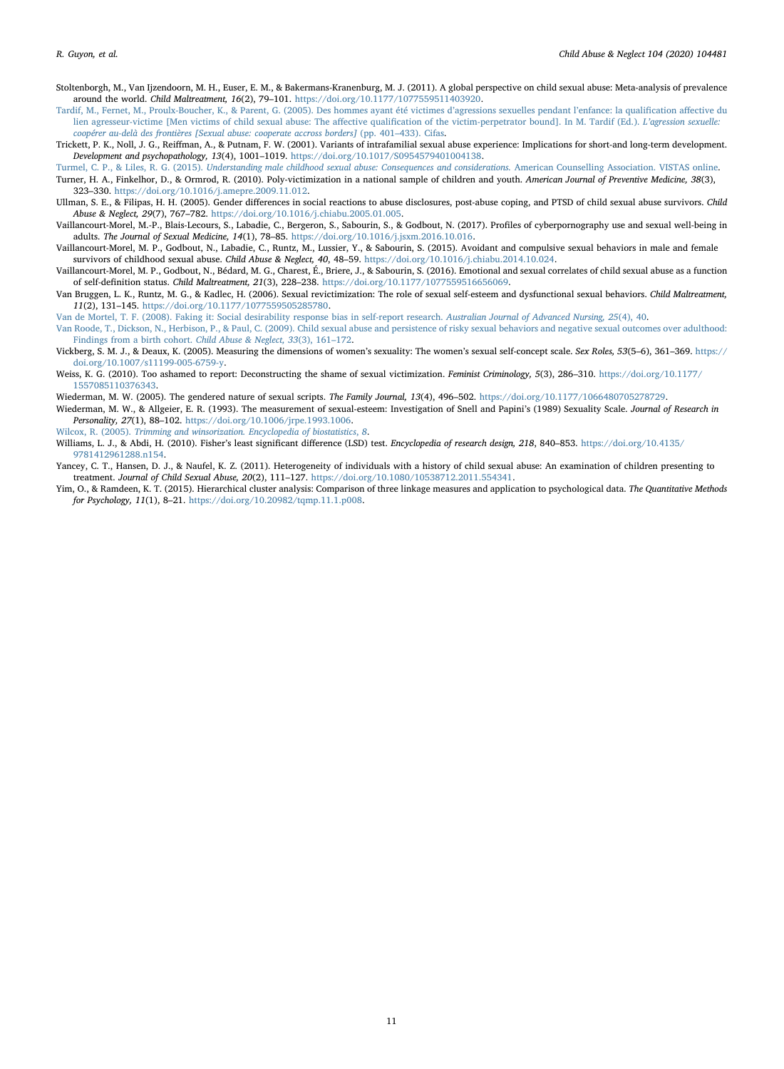Stoltenborgh, M., Van Ijzendoorn, M. H., Euser, E. M., & Bakermans-Kranenburg, M. J. (2011). A global perspective on child sexual abuse: Meta-analysis of prevalence around the world. *Child Maltreatment, 16*(2), 79–101. https://doi.org/10.1177/1077559511403920.

Tardif, M., Fernet, M., Proulx-Boucher, K., & Parent, G. (2005). Des hommes ayant été victimes d'agressions sexuelles pendant l'enfance: la qualification affective du lien agresseur-victime [Men victims of child sexual abuse: The affective qualification of the victim-perpetrator bound]. In M. Tardif (Ed.). *L'agression sexuelle: coopérer au-delà des frontières [Sexual abuse: cooperate accross borders]* (pp. 401–433). Cifas.

Trickett, P. K., Noll, J. G., Reiffman, A., & Putnam, F. W. (2001). Variants of intrafamilial sexual abuse experience: Implications for short-and long-term development. *Development and psychopathology, 13*(4), 1001–1019. https://doi.org/10.1017/S0954579401004138.

Turmel, C. P., & Liles, R. G. (2015). *Understanding male childhood sexual abuse: Consequences and considerations.* American Counselling Association. VISTAS online.

Turner, H. A., Finkelhor, D., & Ormrod, R. (2010). Poly-victimization in a national sample of children and youth. *American Journal of Preventive Medicine, 38*(3), 323–330. https://doi.org/10.1016/j.amepre.2009.11.012.

Ullman, S. E., & Filipas, H. H. (2005). Gender differences in social reactions to abuse disclosures, post-abuse coping, and PTSD of child sexual abuse survivors. *Child Abuse & Neglect, 29*(7), 767–782. https://doi.org/10.1016/j.chiabu.2005.01.005.

Vaillancourt-Morel, M.-P., Blais-Lecours, S., Labadie, C., Bergeron, S., Sabourin, S., & Godbout, N. (2017). Profiles of cyberpornography use and sexual well-being in adults. *The Journal of Sexual Medicine, 14*(1), 78–85. https://doi.org/10.1016/j.jsxm.2016.10.016.

Vaillancourt-Morel, M. P., Godbout, N., Labadie, C., Runtz, M., Lussier, Y., & Sabourin, S. (2015). Avoidant and compulsive sexual behaviors in male and female survivors of childhood sexual abuse. *Child Abuse & Neglect, 40*, 48–59. https://doi.org/10.1016/j.chiabu.2014.10.024.

Vaillancourt-Morel, M. P., Godbout, N., Bédard, M. G., Charest, É., Briere, J., & Sabourin, S. (2016). Emotional and sexual correlates of child sexual abuse as a function of self-definition status. *Child Maltreatment, 21*(3), 228–238. https://doi.org/10.1177/1077559516656069.

Van Bruggen, L. K., Runtz, M. G., & Kadlec, H. (2006). Sexual revictimization: The role of sexual self-esteem and dysfunctional sexual behaviors. *Child Maltreatment, 11*(2), 131–145. https://doi.org/10.1177/1077559505285780.

Van de Mortel, T. F. (2008). Faking it: Social desirability response bias in self-report research. *Australian Journal of Advanced Nursing, 25*(4), 40.

Van Roode, T., Dickson, N., Herbison, P., & Paul, C. (2009). Child sexual abuse and persistence of risky sexual behaviors and negative sexual outcomes over adulthood: Findings from a birth cohort. *Child Abuse & Neglect, 33*(3), 161–172.

Vickberg, S. M. J., & Deaux, K. (2005). Measuring the dimensions of women's sexuality: The women's sexual self-concept scale. *Sex Roles, 53*(5–6), 361–369. https://doi.org/10.1007/s11199-005-6759-y.

Weiss, K. G. (2010). Too ashamed to report: Deconstructing the shame of sexual victimization. *Feminist Criminology, 5*(3), 286–310. https://doi.org/10.1177/1557085110376343.

Wiederman, M. W. (2005). The gendered nature of sexual scripts. *The Family Journal, 13*(4), 496–502. https://doi.org/10.1177/1066480705278729.

Wiederman, M. W., & Allgeier, E. R. (1993). The measurement of sexual-esteem: Investigation of Snell and Papini's (1989) Sexuality Scale. *Journal of Research in Personality, 27*(1), 88–102. https://doi.org/10.1006/jrpe.1993.1006.

Wilcox, R. (2005). *Trimming and winsorization. Encyclopedia of biostatistics, 8*.

Williams, L. J., & Abdi, H. (2010). Fisher's least significant difference (LSD) test. *Encyclopedia of research design, 218*, 840–853. https://doi.org/10.4135/9781412961288.n154.

Yancey, C. T., Hansen, D. J., & Naufel, K. Z. (2011). Heterogeneity of individuals with a history of child sexual abuse: An examination of children presenting to treatment. *Journal of Child Sexual Abuse, 20*(2), 111–127. https://doi.org/10.1080/10538712.2011.554341.

Yim, O., & Ramdeen, K. T. (2015). Hierarchical cluster analysis: Comparison of three linkage measures and application to psychological data. *The Quantitative Methods for Psychology, 11*(1), 8–21. https://doi.org/10.20982/tqmp.11.1.p008.